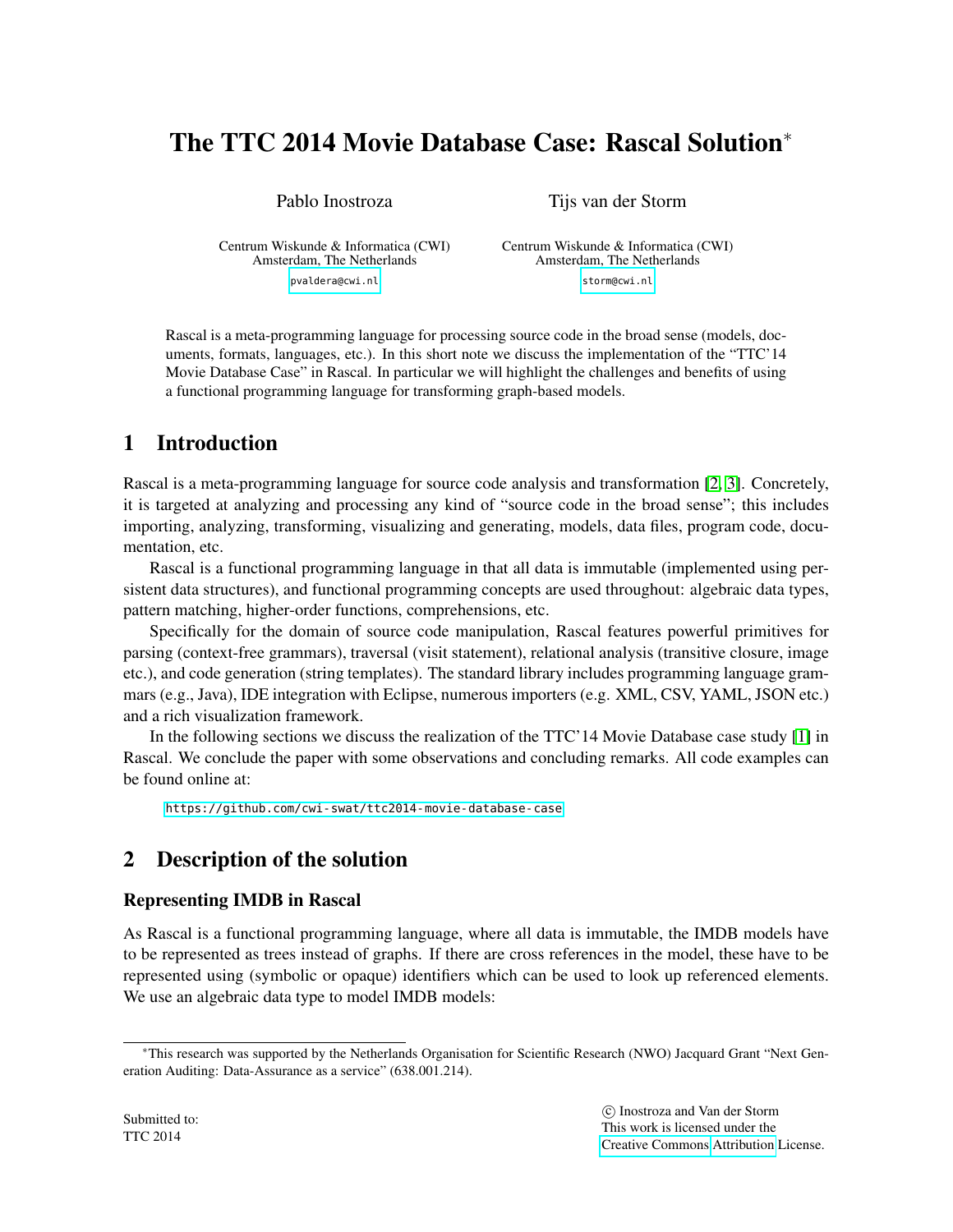# The TTC 2014 Movie Database Case: Rascal Solution*

Pablo Inostroza

Centrum Wiskunde & Informatica (CWI)
Amsterdam, The Netherlands

pvaldera@cwi.nl

Tijs van der Storm

Centrum Wiskunde & Informatica (CWI)
Amsterdam, The Netherlands

storm@cwi.nl

Rascal is a meta-programming language for processing source code in the broad sense (models, documents, formats, languages, etc.). In this short note we discuss the implementation of the "TTC'14 Movie Database Case" in Rascal. In particular we will highlight the challenges and benefits of using a functional programming language for transforming graph-based models.

## 1 Introduction

Rascal is a meta-programming language for source code analysis and transformation [2, 3]. Concretely, it is targeted at analyzing and processing any kind of "source code in the broad sense"; this includes importing, analyzing, transforming, visualizing and generating, models, data files, program code, documentation, etc.

Rascal is a functional programming language in that all data is immutable (implemented using persistent data structures), and functional programming concepts are used throughout: algebraic data types, pattern matching, higher-order functions, comprehensions, etc.

Specifically for the domain of source code manipulation, Rascal features powerful primitives for parsing (context-free grammars), traversal (visit statement), relational analysis (transitive closure, image etc.), and code generation (string templates). The standard library includes programming language grammars (e.g., Java), IDE integration with Eclipse, numerous importers (e.g. XML, CSV, YAML, JSON etc.) and a rich visualization framework.

In the following sections we discuss the realization of the TTC'14 Movie Database case study [1] in Rascal. We conclude the paper with some observations and concluding remarks. All code examples can be found online at:

https://github.com/cwi-swat/ttc2014-movie-database-case

## 2 Description of the solution

### Representing IMDB in Rascal

As Rascal is a functional programming language, where all data is immutable, the IMDB models have to be represented as trees instead of graphs. If there are cross references in the model, these have to be represented using (symbolic or opaque) identifiers which can be used to look up referenced elements. We use an algebraic data type to model IMDB models:

*This research was supported by the Netherlands Organisation for Scientific Research (NWO) Jacquard Grant "Next Generation Auditing: Data-Assurance as a service" (638.001.214).

Submitted to:
TTC 2014

© Inostroza and Van der Storm
This work is licensed under the
Creative Commons Attribution License.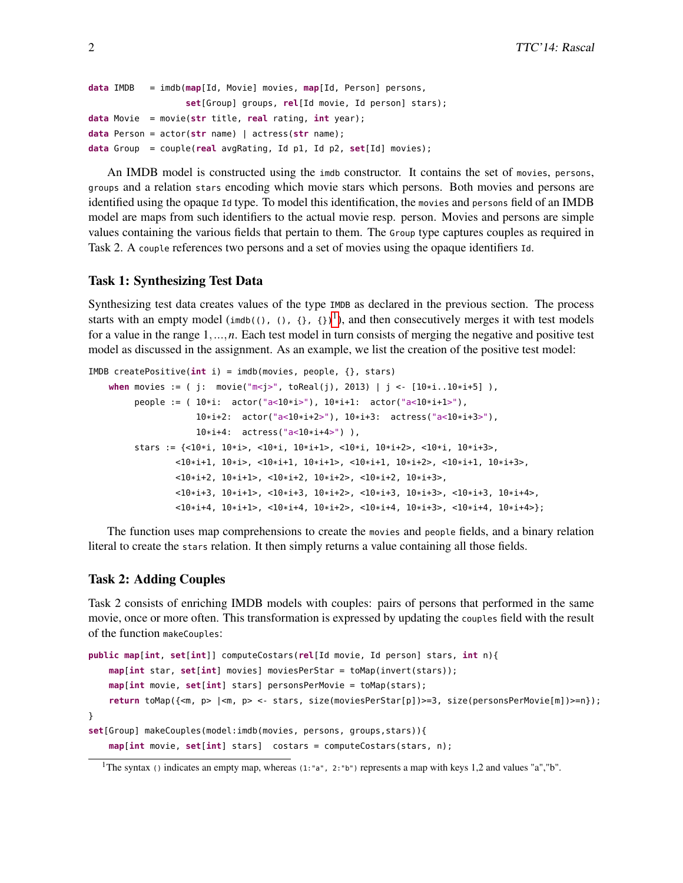```
data IMDB   = imdb(map[Id, Movie] movies, map[Id, Person] persons,
                   set[Group] groups, rel[Id movie, Id person] stars);
data Movie  = movie(str title, real rating, int year);
data Person = actor(str name) | actress(str name);
data Group  = couple(real avgRating, Id p1, Id p2, set[Id] movies);
```

An IMDB model is constructed using the `imdb` constructor. It contains the set of `movies`, `persons`, `groups` and a relation `stars` encoding which movie stars which persons. Both movies and persons are identified using the opaque `Id` type. To model this identification, the `movies` and `persons` field of an IMDB model are maps from such identifiers to the actual movie resp. person. Movies and persons are simple values containing the various fields that pertain to them. The `Group` type captures couples as required in Task 2. A `couple` references two persons and a set of movies using the opaque identifiers `Id`.

### Task 1: Synthesizing Test Data

Synthesizing test data creates values of the type `IMDB` as declared in the previous section. The process starts with an empty model (`imdb((), (), {}, {})`[1]), and then consecutively merges it with test models for a value in the range $1, \ldots, n$. Each test model in turn consists of merging the negative and positive test model as discussed in the assignment. As an example, we list the creation of the positive test model:

```
IMDB createPositive(int i) = imdb(movies, people, {}, stars)
    when movies := ( j:  movie("m<j>", toReal(j), 2013) | j <- [10*i..10*i+5] ),
         people := ( 10*i:  actor("a<10*i>"), 10*i+1:  actor("a<10*i+1>"),
                     10*i+2:  actor("a<10*i+2>"), 10*i+3:  actress("a<10*i+3>"),
                     10*i+4:  actress("a<10*i+4>") ),
         stars := {<10*i, 10*i>, <10*i, 10*i+1>, <10*i, 10*i+2>, <10*i, 10*i+3>,
                 <10*i+1, 10*i>, <10*i+1, 10*i+1>, <10*i+1, 10*i+2>, <10*i+1, 10*i+3>,
                 <10*i+2, 10*i+1>, <10*i+2, 10*i+2>, <10*i+2, 10*i+3>,
                 <10*i+3, 10*i+1>, <10*i+3, 10*i+2>, <10*i+3, 10*i+3>, <10*i+3, 10*i+4>,
                 <10*i+4, 10*i+1>, <10*i+4, 10*i+2>, <10*i+4, 10*i+3>, <10*i+4, 10*i+4>};
```

The function uses map comprehensions to create the `movies` and `people` fields, and a binary relation literal to create the `stars` relation. It then simply returns a value containing all those fields.

### Task 2: Adding Couples

Task 2 consists of enriching IMDB models with couples: pairs of persons that performed in the same movie, once or more often. This transformation is expressed by updating the `couples` field with the result of the function `makeCouples`:

```
public map[int, set[int]] computeCostars(rel[Id movie, Id person] stars, int n){
    map[int star, set[int] movies] moviesPerStar = toMap(invert(stars));
    map[int movie, set[int] stars] personsPerMovie = toMap(stars);
    return toMap({<m, p> |<m, p> <- stars, size(moviesPerStar[p])>=3, size(personsPerMovie[m])>=n});
}
set[Group] makeCouples(model:imdb(movies, persons, groups,stars)){
    map[int movie, set[int] stars]  costars = computeCostars(stars, n);
```

[1] The syntax `()` indicates an empty map, whereas `(1:"a", 2:"b")` represents a map with keys 1,2 and values "a","b".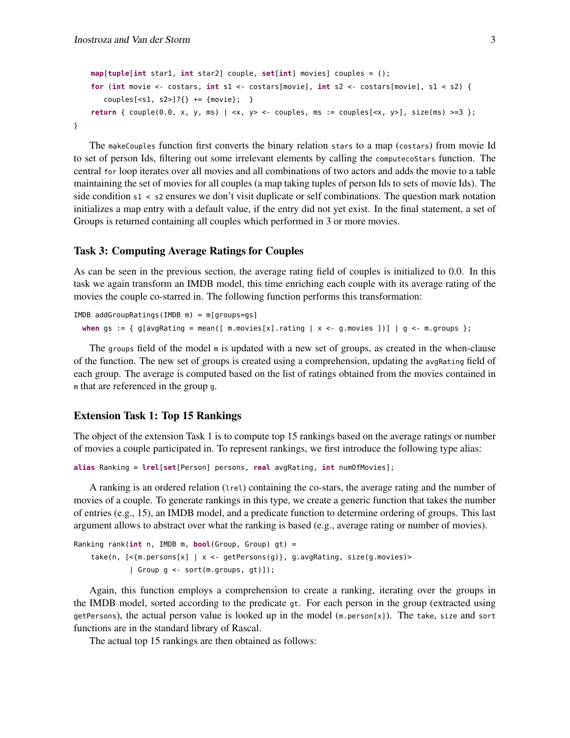```
    map[tuple[int star1, int star2] couple, set[int] movies] couples = ();
    for (int movie <- costars, int s1 <- costars[movie], int s2 <- costars[movie], s1 < s2) {
       couples[<s1, s2>]?{} += {movie};  }
    return { couple(0.0, x, y, ms) | <x, y> <- couples, ms := couples[<x, y>], size(ms) >=3 };
}
```

The `makeCouples` function first converts the binary relation `stars` to a map (`costars`) from movie Id to set of person Ids, filtering out some irrelevant elements by calling the `computecoStars` function. The central `for` loop iterates over all movies and all combinations of two actors and adds the movie to a table maintaining the set of movies for all couples (a map taking tuples of person Ids to sets of movie Ids). The side condition `s1 < s2` ensures we don't visit duplicate or self combinations. The question mark notation initializes a map entry with a default value, if the entry did not yet exist. In the final statement, a set of Groups is returned containing all couples which performed in 3 or more movies.

### Task 3: Computing Average Ratings for Couples

As can be seen in the previous section, the average rating field of couples is initialized to 0.0. In this task we again transform an IMDB model, this time enriching each couple with its average rating of the movies the couple co-starred in. The following function performs this transformation:

```
IMDB addGroupRatings(IMDB m) = m[groups=gs]
  when gs := { g[avgRating = mean([ m.movies[x].rating | x <- g.movies ])] | g <- m.groups };
```

The `groups` field of the model `m` is updated with a new set of groups, as created in the when-clause of the function. The new set of groups is created using a comprehension, updating the `avgRating` field of each group. The average is computed based on the list of ratings obtained from the movies contained in `m` that are referenced in the group `g`.

### Extension Task 1: Top 15 Rankings

The object of the extension Task 1 is to compute top 15 rankings based on the average ratings or number of movies a couple participated in. To represent rankings, we first introduce the following type alias:

```
alias Ranking = lrel[set[Person] persons, real avgRating, int numOfMovies];
```

A ranking is an ordered relation (`lrel`) containing the co-stars, the average rating and the number of movies of a couple. To generate rankings in this type, we create a generic function that takes the number of entries (e.g., 15), an IMDB model, and a predicate function to determine ordering of groups. This last argument allows to abstract over what the ranking is based (e.g., average rating or number of movies).

```
Ranking rank(int n, IMDB m, bool(Group, Group) gt) =
    take(n, [<{m.persons[x] | x <- getPersons(g)}, g.avgRating, size(g.movies)>
           | Group g <- sort(m.groups, gt)]);
```

Again, this function employs a comprehension to create a ranking, iterating over the groups in the IMDB model, sorted according to the predicate `gt`. For each person in the group (extracted using `getPersons`), the actual person value is looked up in the model (`m.person[x]`). The `take`, `size` and `sort` functions are in the standard library of Rascal.

The actual top 15 rankings are then obtained as follows: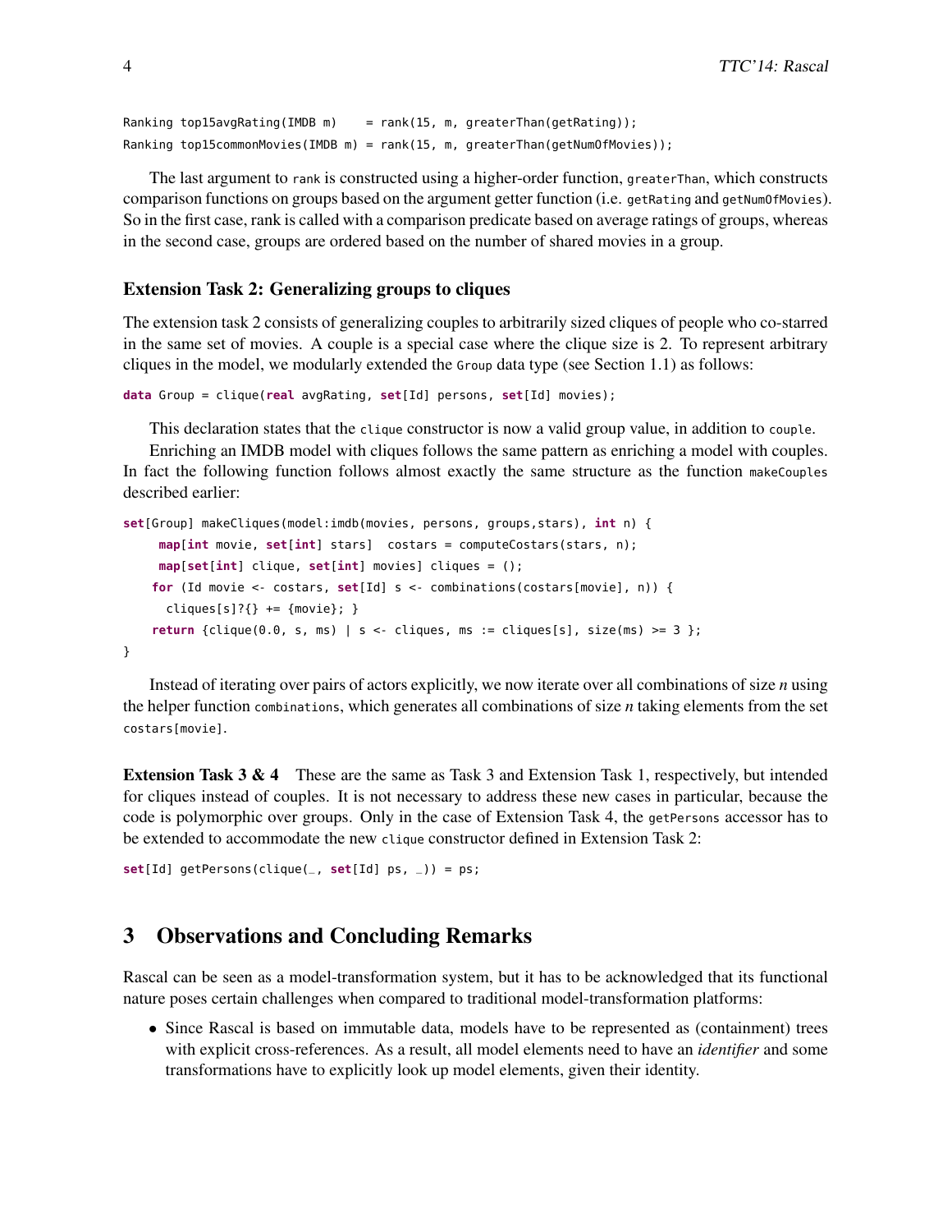```
Ranking top15avgRating(IMDB m)    = rank(15, m, greaterThan(getRating));
Ranking top15commonMovies(IMDB m) = rank(15, m, greaterThan(getNumOfMovies));
```

The last argument to `rank` is constructed using a higher-order function, `greaterThan`, which constructs comparison functions on groups based on the argument getter function (i.e. `getRating` and `getNumOfMovies`). So in the first case, rank is called with a comparison predicate based on average ratings of groups, whereas in the second case, groups are ordered based on the number of shared movies in a group.

### Extension Task 2: Generalizing groups to cliques

The extension task 2 consists of generalizing couples to arbitrarily sized cliques of people who co-starred in the same set of movies. A couple is a special case where the clique size is 2. To represent arbitrary cliques in the model, we modularly extended the `Group` data type (see Section 1.1) as follows:

```
data Group = clique(real avgRating, set[Id] persons, set[Id] movies);
```

This declaration states that the `clique` constructor is now a valid group value, in addition to `couple`.

Enriching an IMDB model with cliques follows the same pattern as enriching a model with couples. In fact the following function follows almost exactly the same structure as the function `makeCouples` described earlier:

```
set[Group] makeCliques(model:imdb(movies, persons, groups,stars), int n) {
     map[int movie, set[int] stars]  costars = computeCostars(stars, n);
     map[set[int] clique, set[int] movies] cliques = ();
    for (Id movie <- costars, set[Id] s <- combinations(costars[movie], n)) {
      cliques[s]?{} += {movie}; }
    return {clique(0.0, s, ms) | s <- cliques, ms := cliques[s], size(ms) >= 3 };
}
```

Instead of iterating over pairs of actors explicitly, we now iterate over all combinations of size *n* using the helper function `combinations`, which generates all combinations of size *n* taking elements from the set `costars[movie]`.

**Extension Task 3 & 4** These are the same as Task 3 and Extension Task 1, respectively, but intended for cliques instead of couples. It is not necessary to address these new cases in particular, because the code is polymorphic over groups. Only in the case of Extension Task 4, the `getPersons` accessor has to be extended to accommodate the new `clique` constructor defined in Extension Task 2:

```
set[Id] getPersons(clique(_, set[Id] ps, _)) = ps;
```

## 3 Observations and Concluding Remarks

Rascal can be seen as a model-transformation system, but it has to be acknowledged that its functional nature poses certain challenges when compared to traditional model-transformation platforms:

- Since Rascal is based on immutable data, models have to be represented as (containment) trees with explicit cross-references. As a result, all model elements need to have an *identifier* and some transformations have to explicitly look up model elements, given their identity.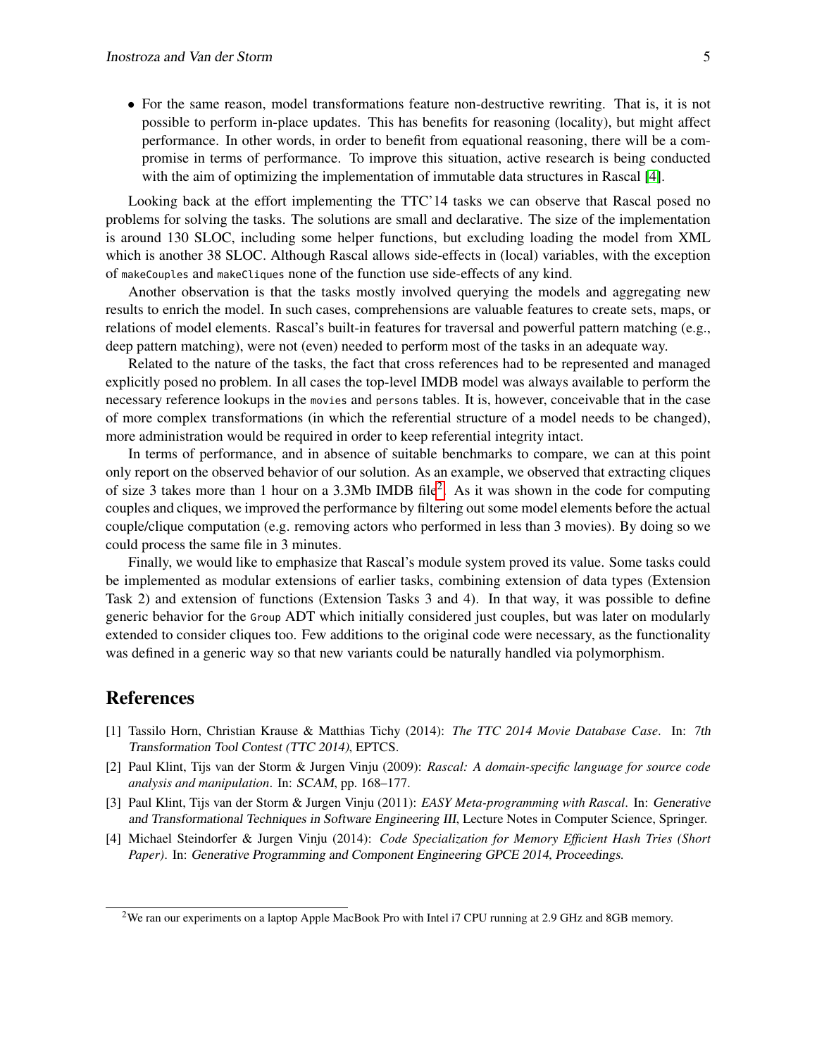- For the same reason, model transformations feature non-destructive rewriting. That is, it is not possible to perform in-place updates. This has benefits for reasoning (locality), but might affect performance. In other words, in order to benefit from equational reasoning, there will be a compromise in terms of performance. To improve this situation, active research is being conducted with the aim of optimizing the implementation of immutable data structures in Rascal [4].

Looking back at the effort implementing the TTC'14 tasks we can observe that Rascal posed no problems for solving the tasks. The solutions are small and declarative. The size of the implementation is around 130 SLOC, including some helper functions, but excluding loading the model from XML which is another 38 SLOC. Although Rascal allows side-effects in (local) variables, with the exception of `makeCouples` and `makeCliques` none of the function use side-effects of any kind.

Another observation is that the tasks mostly involved querying the models and aggregating new results to enrich the model. In such cases, comprehensions are valuable features to create sets, maps, or relations of model elements. Rascal's built-in features for traversal and powerful pattern matching (e.g., deep pattern matching), were not (even) needed to perform most of the tasks in an adequate way.

Related to the nature of the tasks, the fact that cross references had to be represented and managed explicitly posed no problem. In all cases the top-level IMDB model was always available to perform the necessary reference lookups in the `movies` and `persons` tables. It is, however, conceivable that in the case of more complex transformations (in which the referential structure of a model needs to be changed), more administration would be required in order to keep referential integrity intact.

In terms of performance, and in absence of suitable benchmarks to compare, we can at this point only report on the observed behavior of our solution. As an example, we observed that extracting cliques of size 3 takes more than 1 hour on a 3.3Mb IMDB file[2]. As it was shown in the code for computing couples and cliques, we improved the performance by filtering out some model elements before the actual couple/clique computation (e.g. removing actors who performed in less than 3 movies). By doing so we could process the same file in 3 minutes.

Finally, we would like to emphasize that Rascal's module system proved its value. Some tasks could be implemented as modular extensions of earlier tasks, combining extension of data types (Extension Task 2) and extension of functions (Extension Tasks 3 and 4). In that way, it was possible to define generic behavior for the `Group` ADT which initially considered just couples, but was later on modularly extended to consider cliques too. Few additions to the original code were necessary, as the functionality was defined in a generic way so that new variants could be naturally handled via polymorphism.

## References

[1] Tassilo Horn, Christian Krause & Matthias Tichy (2014): *The TTC 2014 Movie Database Case*. In: *7th Transformation Tool Contest (TTC 2014)*, EPTCS.

[2] Paul Klint, Tijs van der Storm & Jurgen Vinju (2009): *Rascal: A domain-specific language for source code analysis and manipulation*. In: *SCAM*, pp. 168–177.

[3] Paul Klint, Tijs van der Storm & Jurgen Vinju (2011): *EASY Meta-programming with Rascal*. In: *Generative and Transformational Techniques in Software Engineering III*, Lecture Notes in Computer Science, Springer.

[4] Michael Steindorfer & Jurgen Vinju (2014): *Code Specialization for Memory Efficient Hash Tries (Short Paper)*. In: *Generative Programming and Component Engineering GPCE 2014, Proceedings*.

[2] We ran our experiments on a laptop Apple MacBook Pro with Intel i7 CPU running at 2.9 GHz and 8GB memory.